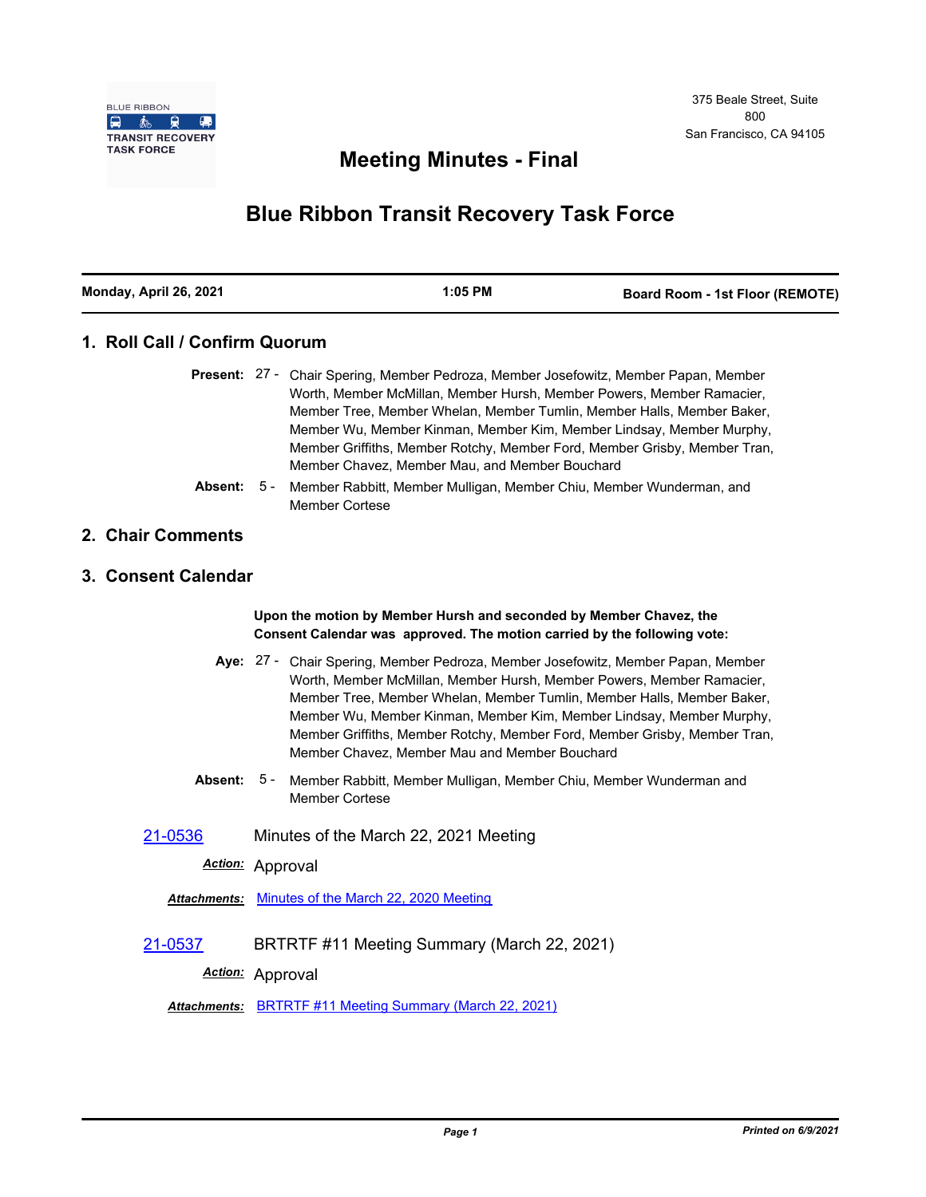BLUE RIBBON TRANSIT RECOVERY TASK FORCE

375 Beale Street, Suite 800
San Francisco, CA 94105

# Meeting Minutes - Final

# Blue Ribbon Transit Recovery Task Force

| Monday, April 26, 2021 | 1:05 PM | Board Room - 1st Floor (REMOTE) |
|---|---|---|

## 1. Roll Call / Confirm Quorum

**Present:** 27 - Chair Spering, Member Pedroza, Member Josefowitz, Member Papan, Member Worth, Member McMillan, Member Hursh, Member Powers, Member Ramacier, Member Tree, Member Whelan, Member Tumlin, Member Halls, Member Baker, Member Wu, Member Kinman, Member Kim, Member Lindsay, Member Murphy, Member Griffiths, Member Rotchy, Member Ford, Member Grisby, Member Tran, Member Chavez, Member Mau, and Member Bouchard

**Absent:** 5 - Member Rabbitt, Member Mulligan, Member Chiu, Member Wunderman, and Member Cortese

## 2. Chair Comments

## 3. Consent Calendar

**Upon the motion by Member Hursh and seconded by Member Chavez, the Consent Calendar was approved. The motion carried by the following vote:**

**Aye:** 27 - Chair Spering, Member Pedroza, Member Josefowitz, Member Papan, Member Worth, Member McMillan, Member Hursh, Member Powers, Member Ramacier, Member Tree, Member Whelan, Member Tumlin, Member Halls, Member Baker, Member Wu, Member Kinman, Member Kim, Member Lindsay, Member Murphy, Member Griffiths, Member Rotchy, Member Ford, Member Grisby, Member Tran, Member Chavez, Member Mau and Member Bouchard

**Absent:** 5 - Member Rabbitt, Member Mulligan, Member Chiu, Member Wunderman and Member Cortese

**21-0536** Minutes of the March 22, 2021 Meeting

***Action:*** Approval

***Attachments:*** Minutes of the March 22, 2020 Meeting

**21-0537** BRTRTF #11 Meeting Summary (March 22, 2021)

***Action:*** Approval

***Attachments:*** BRTRTF #11 Meeting Summary (March 22, 2021)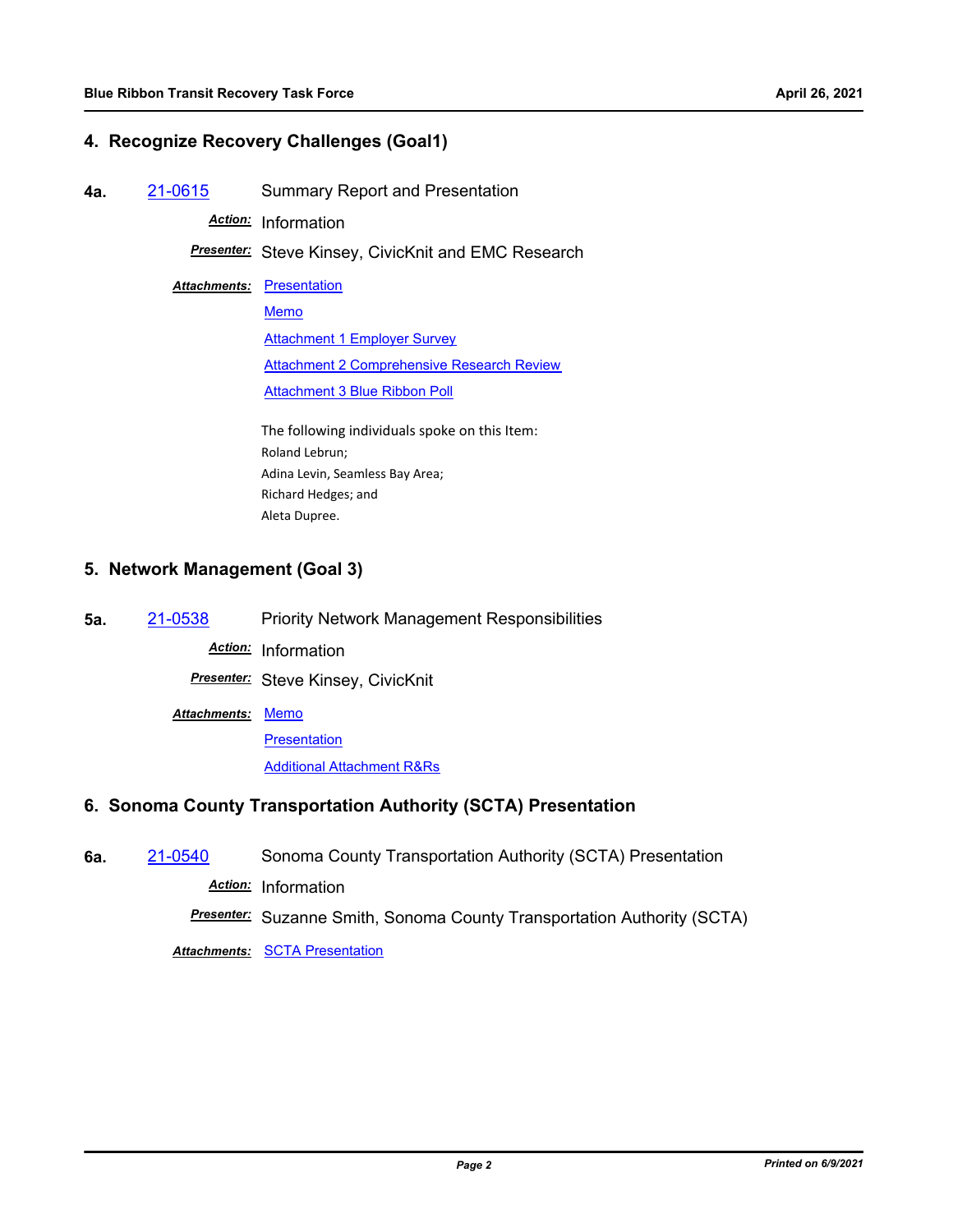## 4. Recognize Recovery Challenges (Goal1)

**4a.** 21-0615 Summary Report and Presentation

***Action:*** Information

***Presenter:*** Steve Kinsey, CivicKnit and EMC Research

***Attachments:*** Presentation
Memo
Attachment 1 Employer Survey
Attachment 2 Comprehensive Research Review
Attachment 3 Blue Ribbon Poll

The following individuals spoke on this Item:
Roland Lebrun;
Adina Levin, Seamless Bay Area;
Richard Hedges; and
Aleta Dupree.

## 5. Network Management (Goal 3)

**5a.** 21-0538 Priority Network Management Responsibilities

***Action:*** Information

***Presenter:*** Steve Kinsey, CivicKnit

***Attachments:*** Memo
Presentation
Additional Attachment R&Rs

## 6. Sonoma County Transportation Authority (SCTA) Presentation

**6a.** 21-0540 Sonoma County Transportation Authority (SCTA) Presentation

***Action:*** Information

***Presenter:*** Suzanne Smith, Sonoma County Transportation Authority (SCTA)

***Attachments:*** SCTA Presentation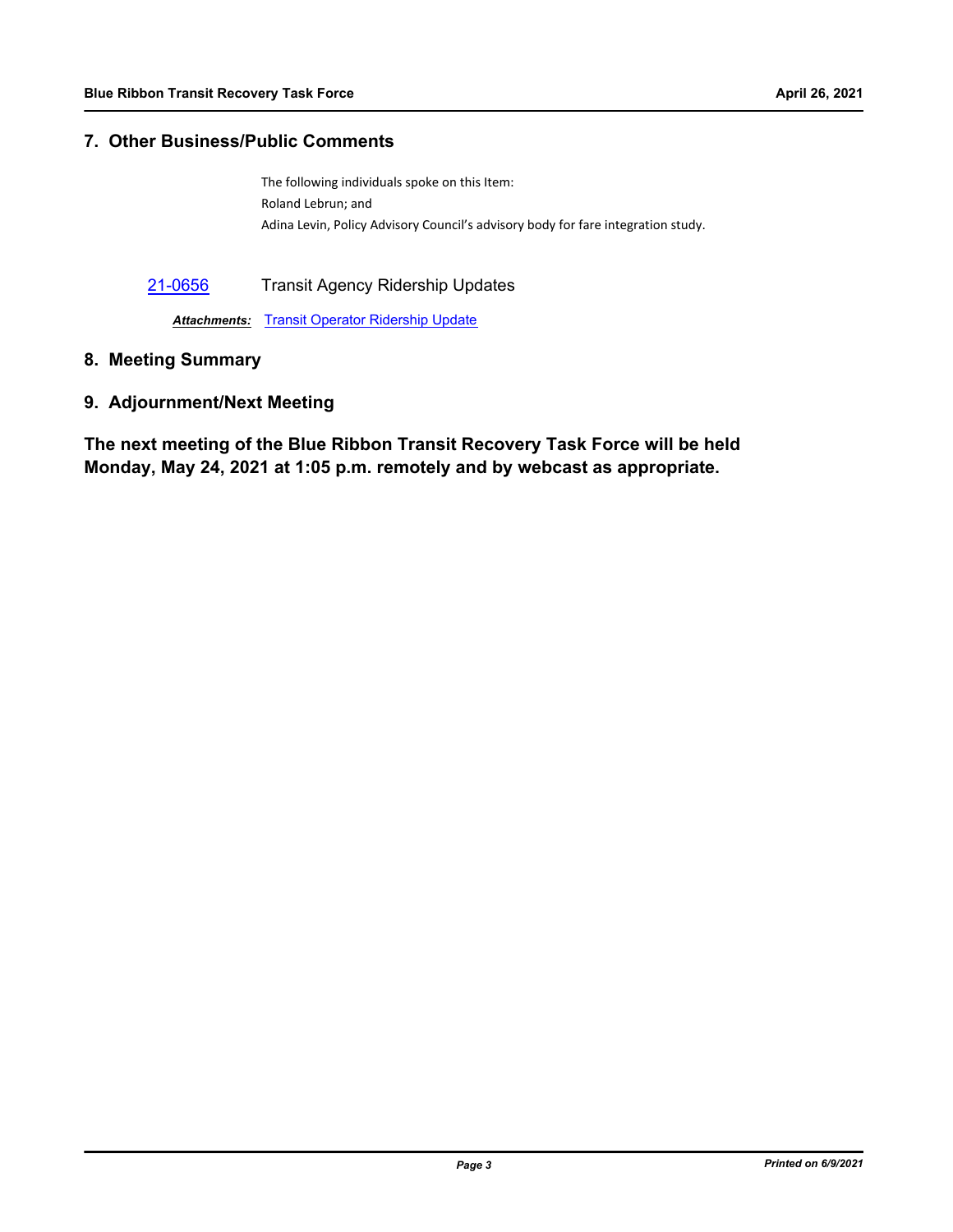## 7. Other Business/Public Comments

The following individuals spoke on this Item:
Roland Lebrun; and
Adina Levin, Policy Advisory Council's advisory body for fare integration study.

21-0656 Transit Agency Ridership Updates

***Attachments:*** Transit Operator Ridership Update

## 8. Meeting Summary

## 9. Adjournment/Next Meeting

**The next meeting of the Blue Ribbon Transit Recovery Task Force will be held Monday, May 24, 2021 at 1:05 p.m. remotely and by webcast as appropriate.**